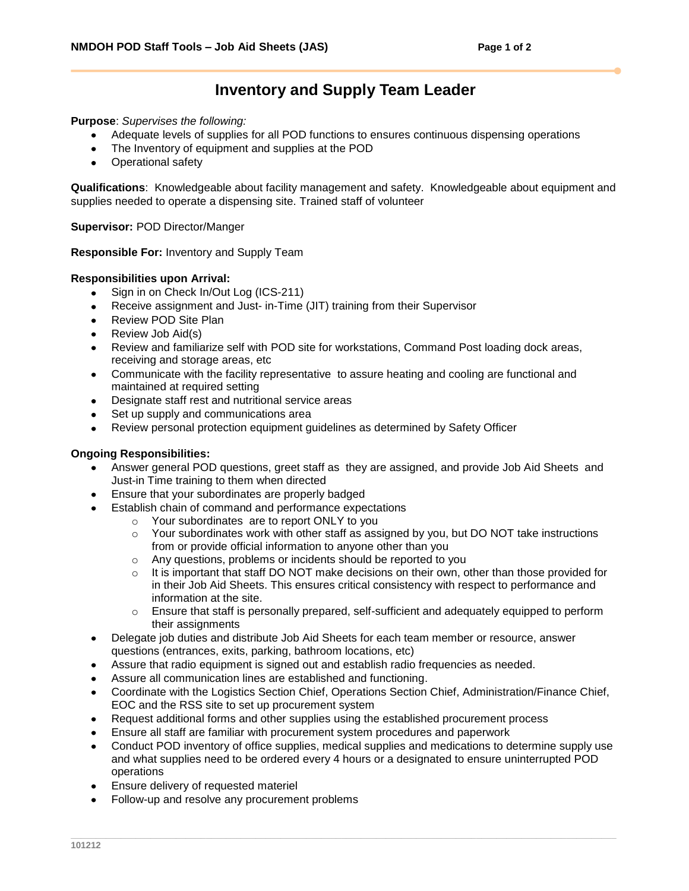# Inventory and Supply Team Leader

**Purpose**: *Supervises the following:*

- Adequate levels of supplies for all POD functions to ensures continuous dispensing operations
- The Inventory of equipment and supplies at the POD
- Operational safety

**Qualifications**: Knowledgeable about facility management and safety. Knowledgeable about equipment and supplies needed to operate a dispensing site. Trained staff of volunteer

**Supervisor:** POD Director/Manger

**Responsible For:** Inventory and Supply Team

**Responsibilities upon Arrival:**

- Sign in on Check In/Out Log (ICS-211)
- Receive assignment and Just- in-Time (JIT) training from their Supervisor
- Review POD Site Plan
- Review Job Aid(s)
- Review and familiarize self with POD site for workstations, Command Post loading dock areas, receiving and storage areas, etc
- Communicate with the facility representative to assure heating and cooling are functional and maintained at required setting
- Designate staff rest and nutritional service areas
- Set up supply and communications area
- Review personal protection equipment guidelines as determined by Safety Officer

**Ongoing Responsibilities:**

- Answer general POD questions, greet staff as they are assigned, and provide Job Aid Sheets and Just-in Time training to them when directed
- Ensure that your subordinates are properly badged
- Establish chain of command and performance expectations
  - Your subordinates are to report ONLY to you
  - Your subordinates work with other staff as assigned by you, but DO NOT take instructions from or provide official information to anyone other than you
  - Any questions, problems or incidents should be reported to you
  - It is important that staff DO NOT make decisions on their own, other than those provided for in their Job Aid Sheets. This ensures critical consistency with respect to performance and information at the site.
  - Ensure that staff is personally prepared, self-sufficient and adequately equipped to perform their assignments
- Delegate job duties and distribute Job Aid Sheets for each team member or resource, answer questions (entrances, exits, parking, bathroom locations, etc)
- Assure that radio equipment is signed out and establish radio frequencies as needed.
- Assure all communication lines are established and functioning.
- Coordinate with the Logistics Section Chief, Operations Section Chief, Administration/Finance Chief, EOC and the RSS site to set up procurement system
- Request additional forms and other supplies using the established procurement process
- Ensure all staff are familiar with procurement system procedures and paperwork
- Conduct POD inventory of office supplies, medical supplies and medications to determine supply use and what supplies need to be ordered every 4 hours or a designated to ensure uninterrupted POD operations
- Ensure delivery of requested materiel
- Follow-up and resolve any procurement problems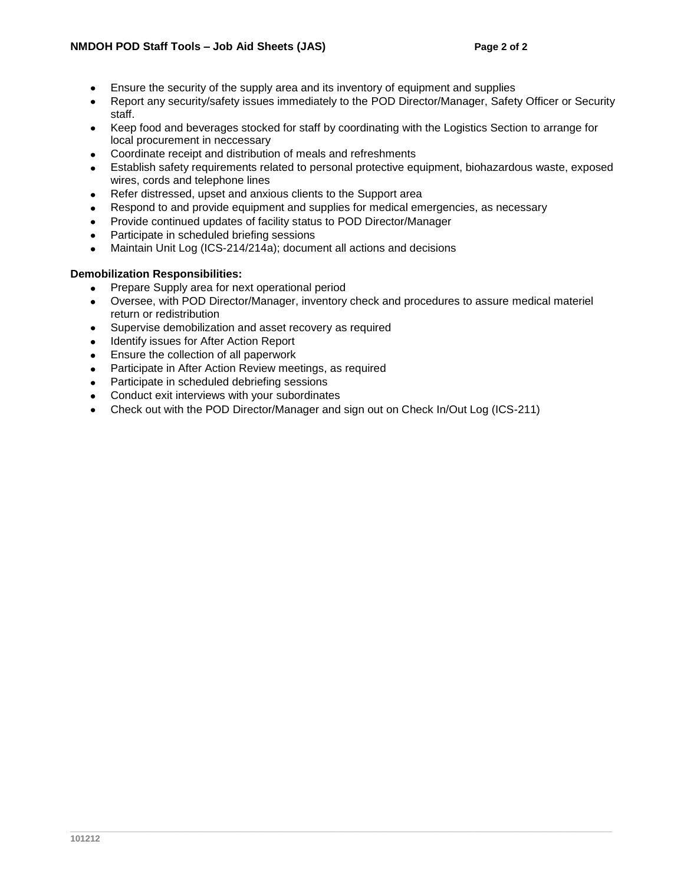- Ensure the security of the supply area and its inventory of equipment and supplies
- Report any security/safety issues immediately to the POD Director/Manager, Safety Officer or Security staff.
- Keep food and beverages stocked for staff by coordinating with the Logistics Section to arrange for local procurement in neccessary
- Coordinate receipt and distribution of meals and refreshments
- Establish safety requirements related to personal protective equipment, biohazardous waste, exposed wires, cords and telephone lines
- Refer distressed, upset and anxious clients to the Support area
- Respond to and provide equipment and supplies for medical emergencies, as necessary
- Provide continued updates of facility status to POD Director/Manager
- Participate in scheduled briefing sessions
- Maintain Unit Log (ICS-214/214a); document all actions and decisions

**Demobilization Responsibilities:**

- Prepare Supply area for next operational period
- Oversee, with POD Director/Manager, inventory check and procedures to assure medical materiel return or redistribution
- Supervise demobilization and asset recovery as required
- Identify issues for After Action Report
- Ensure the collection of all paperwork
- Participate in After Action Review meetings, as required
- Participate in scheduled debriefing sessions
- Conduct exit interviews with your subordinates
- Check out with the POD Director/Manager and sign out on Check In/Out Log (ICS-211)